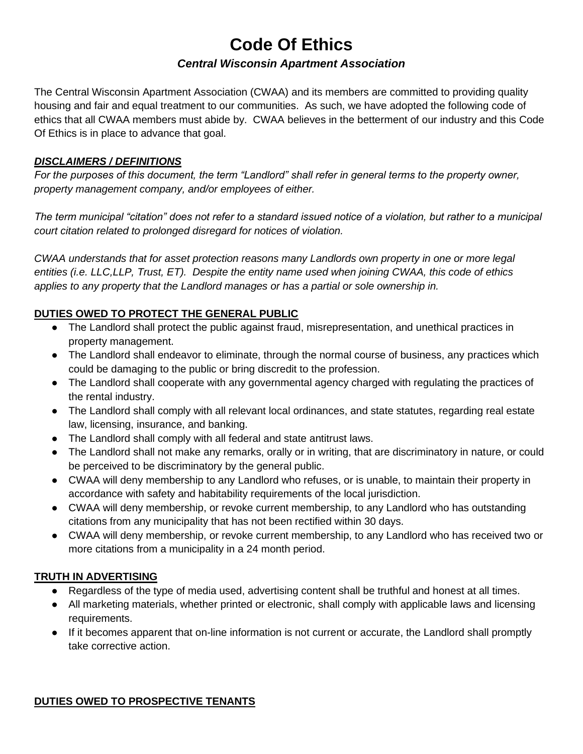# Code Of Ethics

### *Central Wisconsin Apartment Association*

The Central Wisconsin Apartment Association (CWAA) and its members are committed to providing quality housing and fair and equal treatment to our communities. As such, we have adopted the following code of ethics that all CWAA members must abide by. CWAA believes in the betterment of our industry and this Code Of Ethics is in place to advance that goal.

***DISCLAIMERS / DEFINITIONS***

*For the purposes of this document, the term "Landlord" shall refer in general terms to the property owner, property management company, and/or employees of either.*

*The term municipal "citation" does not refer to a standard issued notice of a violation, but rather to a municipal court citation related to prolonged disregard for notices of violation.*

*CWAA understands that for asset protection reasons many Landlords own property in one or more legal entities (i.e. LLC,LLP, Trust, ET). Despite the entity name used when joining CWAA, this code of ethics applies to any property that the Landlord manages or has a partial or sole ownership in.*

**DUTIES OWED TO PROTECT THE GENERAL PUBLIC**

- The Landlord shall protect the public against fraud, misrepresentation, and unethical practices in property management.
- The Landlord shall endeavor to eliminate, through the normal course of business, any practices which could be damaging to the public or bring discredit to the profession.
- The Landlord shall cooperate with any governmental agency charged with regulating the practices of the rental industry.
- The Landlord shall comply with all relevant local ordinances, and state statutes, regarding real estate law, licensing, insurance, and banking.
- The Landlord shall comply with all federal and state antitrust laws.
- The Landlord shall not make any remarks, orally or in writing, that are discriminatory in nature, or could be perceived to be discriminatory by the general public.
- CWAA will deny membership to any Landlord who refuses, or is unable, to maintain their property in accordance with safety and habitability requirements of the local jurisdiction.
- CWAA will deny membership, or revoke current membership, to any Landlord who has outstanding citations from any municipality that has not been rectified within 30 days.
- CWAA will deny membership, or revoke current membership, to any Landlord who has received two or more citations from a municipality in a 24 month period.

**TRUTH IN ADVERTISING**

- Regardless of the type of media used, advertising content shall be truthful and honest at all times.
- All marketing materials, whether printed or electronic, shall comply with applicable laws and licensing requirements.
- If it becomes apparent that on-line information is not current or accurate, the Landlord shall promptly take corrective action.

**DUTIES OWED TO PROSPECTIVE TENANTS**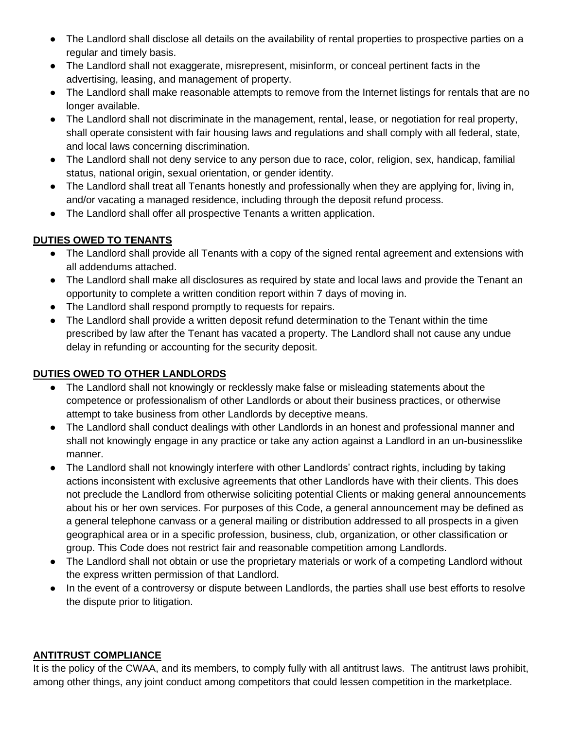- The Landlord shall disclose all details on the availability of rental properties to prospective parties on a regular and timely basis.
- The Landlord shall not exaggerate, misrepresent, misinform, or conceal pertinent facts in the advertising, leasing, and management of property.
- The Landlord shall make reasonable attempts to remove from the Internet listings for rentals that are no longer available.
- The Landlord shall not discriminate in the management, rental, lease, or negotiation for real property, shall operate consistent with fair housing laws and regulations and shall comply with all federal, state, and local laws concerning discrimination.
- The Landlord shall not deny service to any person due to race, color, religion, sex, handicap, familial status, national origin, sexual orientation, or gender identity.
- The Landlord shall treat all Tenants honestly and professionally when they are applying for, living in, and/or vacating a managed residence, including through the deposit refund process.
- The Landlord shall offer all prospective Tenants a written application.

**DUTIES OWED TO TENANTS**

- The Landlord shall provide all Tenants with a copy of the signed rental agreement and extensions with all addendums attached.
- The Landlord shall make all disclosures as required by state and local laws and provide the Tenant an opportunity to complete a written condition report within 7 days of moving in.
- The Landlord shall respond promptly to requests for repairs.
- The Landlord shall provide a written deposit refund determination to the Tenant within the time prescribed by law after the Tenant has vacated a property. The Landlord shall not cause any undue delay in refunding or accounting for the security deposit.

**DUTIES OWED TO OTHER LANDLORDS**

- The Landlord shall not knowingly or recklessly make false or misleading statements about the competence or professionalism of other Landlords or about their business practices, or otherwise attempt to take business from other Landlords by deceptive means.
- The Landlord shall conduct dealings with other Landlords in an honest and professional manner and shall not knowingly engage in any practice or take any action against a Landlord in an un-businesslike manner.
- The Landlord shall not knowingly interfere with other Landlords' contract rights, including by taking actions inconsistent with exclusive agreements that other Landlords have with their clients. This does not preclude the Landlord from otherwise soliciting potential Clients or making general announcements about his or her own services. For purposes of this Code, a general announcement may be defined as a general telephone canvass or a general mailing or distribution addressed to all prospects in a given geographical area or in a specific profession, business, club, organization, or other classification or group. This Code does not restrict fair and reasonable competition among Landlords.
- The Landlord shall not obtain or use the proprietary materials or work of a competing Landlord without the express written permission of that Landlord.
- In the event of a controversy or dispute between Landlords, the parties shall use best efforts to resolve the dispute prior to litigation.

**ANTITRUST COMPLIANCE**

It is the policy of the CWAA, and its members, to comply fully with all antitrust laws. The antitrust laws prohibit, among other things, any joint conduct among competitors that could lessen competition in the marketplace.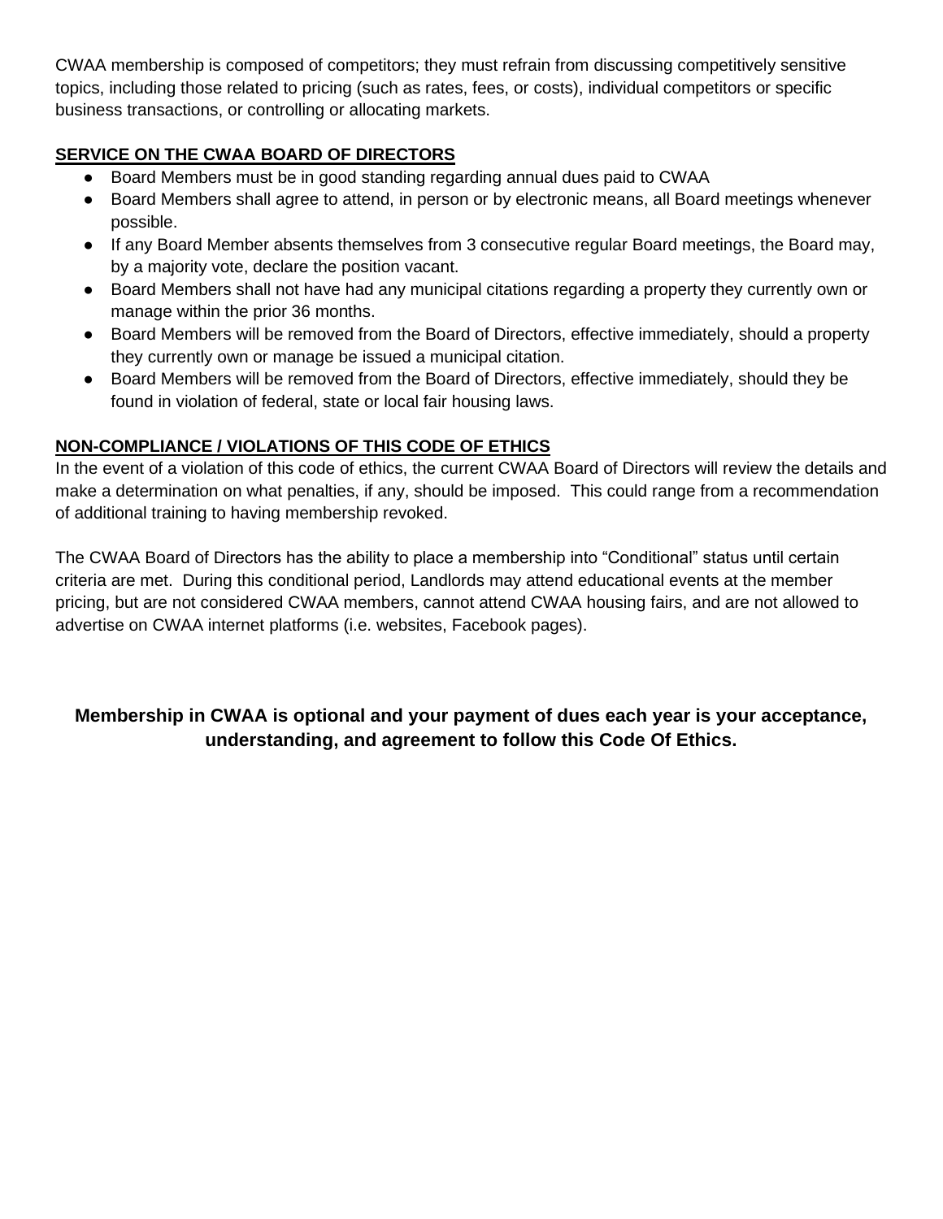CWAA membership is composed of competitors; they must refrain from discussing competitively sensitive topics, including those related to pricing (such as rates, fees, or costs), individual competitors or specific business transactions, or controlling or allocating markets.

## SERVICE ON THE CWAA BOARD OF DIRECTORS

- Board Members must be in good standing regarding annual dues paid to CWAA
- Board Members shall agree to attend, in person or by electronic means, all Board meetings whenever possible.
- If any Board Member absents themselves from 3 consecutive regular Board meetings, the Board may, by a majority vote, declare the position vacant.
- Board Members shall not have had any municipal citations regarding a property they currently own or manage within the prior 36 months.
- Board Members will be removed from the Board of Directors, effective immediately, should a property they currently own or manage be issued a municipal citation.
- Board Members will be removed from the Board of Directors, effective immediately, should they be found in violation of federal, state or local fair housing laws.

## NON-COMPLIANCE / VIOLATIONS OF THIS CODE OF ETHICS

In the event of a violation of this code of ethics, the current CWAA Board of Directors will review the details and make a determination on what penalties, if any, should be imposed. This could range from a recommendation of additional training to having membership revoked.

The CWAA Board of Directors has the ability to place a membership into "Conditional" status until certain criteria are met. During this conditional period, Landlords may attend educational events at the member pricing, but are not considered CWAA members, cannot attend CWAA housing fairs, and are not allowed to advertise on CWAA internet platforms (i.e. websites, Facebook pages).

**Membership in CWAA is optional and your payment of dues each year is your acceptance, understanding, and agreement to follow this Code Of Ethics.**